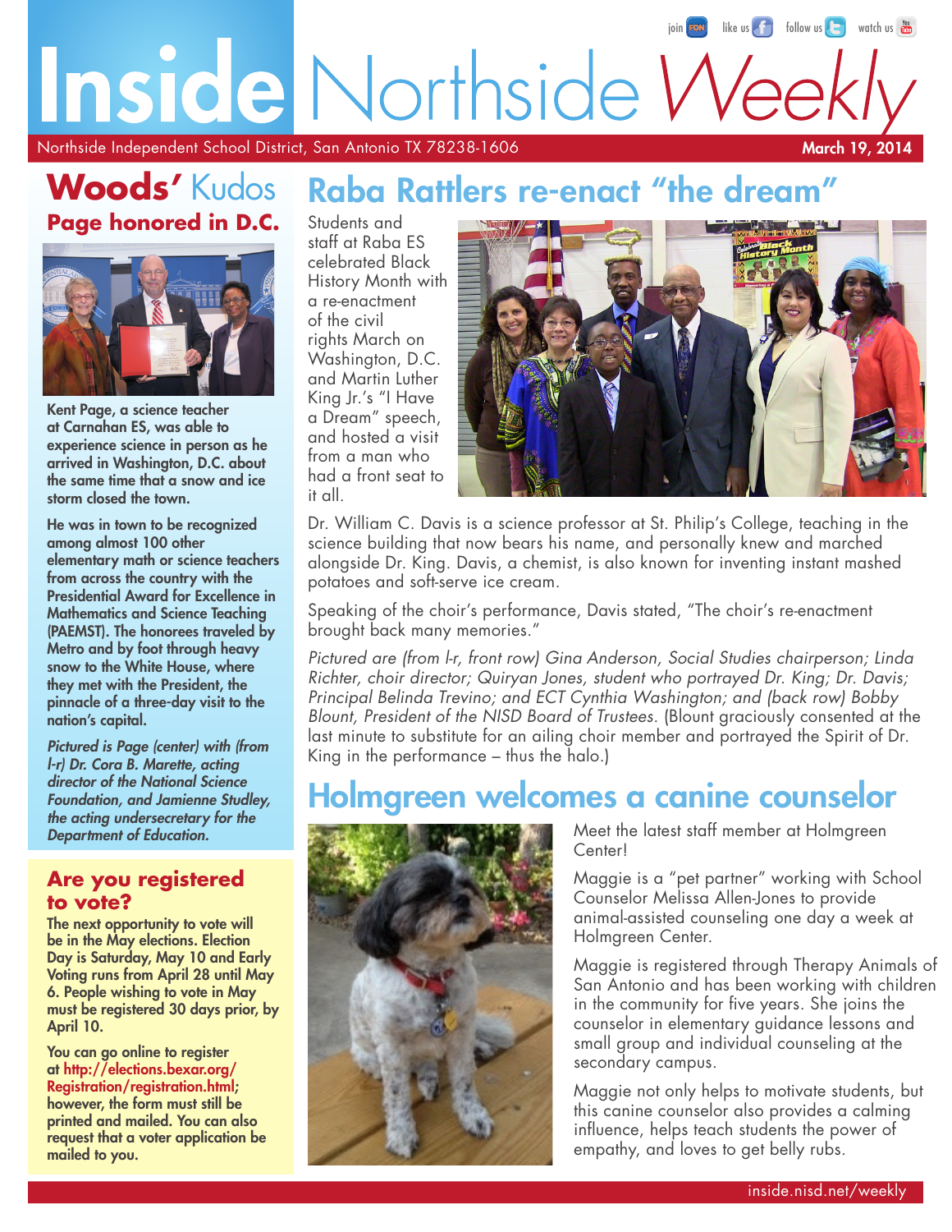# Inside Northside Weekly

Northside Independent School District, San Antonio TX 78238-1606

March 19, 2014

## Woods' Kudos

### Page honored in D.C.

**Kent Page, a science teacher at Carnahan ES, was able to experience science in person as he arrived in Washington, D.C. about the same time that a snow and ice storm closed the town.**

**He was in town to be recognized among almost 100 other elementary math or science teachers from across the country with the Presidential Award for Excellence in Mathematics and Science Teaching (PAEMST). The honorees traveled by Metro and by foot through heavy snow to the White House, where they met with the President, the pinnacle of a three-day visit to the nation's capital.**

***Pictured is Page (center) with (from l-r) Dr. Cora B. Marette, acting director of the National Science Foundation, and Jamienne Studley, the acting undersecretary for the Department of Education.***

## Are you registered to vote?

**The next opportunity to vote will be in the May elections. Election Day is Saturday, May 10 and Early Voting runs from April 28 until May 6. People wishing to vote in May must be registered 30 days prior, by April 10.**

**You can go online to register at http://elections.bexar.org/Registration/registration.html; however, the form must still be printed and mailed. You can also request that a voter application be mailed to you.**

## Raba Rattlers re-enact "the dream"

Students and staff at Raba ES celebrated Black History Month with a re-enactment of the civil rights March on Washington, D.C. and Martin Luther King Jr.'s "I Have a Dream" speech, and hosted a visit from a man who had a front seat to it all.

Dr. William C. Davis is a science professor at St. Philip's College, teaching in the science building that now bears his name, and personally knew and marched alongside Dr. King. Davis, a chemist, is also known for inventing instant mashed potatoes and soft-serve ice cream.

Speaking of the choir's performance, Davis stated, "The choir's re-enactment brought back many memories."

*Pictured are (from l-r, front row) Gina Anderson, Social Studies chairperson; Linda Richter, choir director; Quiryan Jones, student who portrayed Dr. King; Dr. Davis; Principal Belinda Trevino; and ECT Cynthia Washington; and (back row) Bobby Blount, President of the NISD Board of Trustees.* (Blount graciously consented at the last minute to substitute for an ailing choir member and portrayed the Spirit of Dr. King in the performance – thus the halo.)

## Holmgreen welcomes a canine counselor

Meet the latest staff member at Holmgreen Center!

Maggie is a "pet partner" working with School Counselor Melissa Allen-Jones to provide animal-assisted counseling one day a week at Holmgreen Center.

Maggie is registered through Therapy Animals of San Antonio and has been working with children in the community for five years. She joins the counselor in elementary guidance lessons and small group and individual counseling at the secondary campus.

Maggie not only helps to motivate students, but this canine counselor also provides a calming influence, helps teach students the power of empathy, and loves to get belly rubs.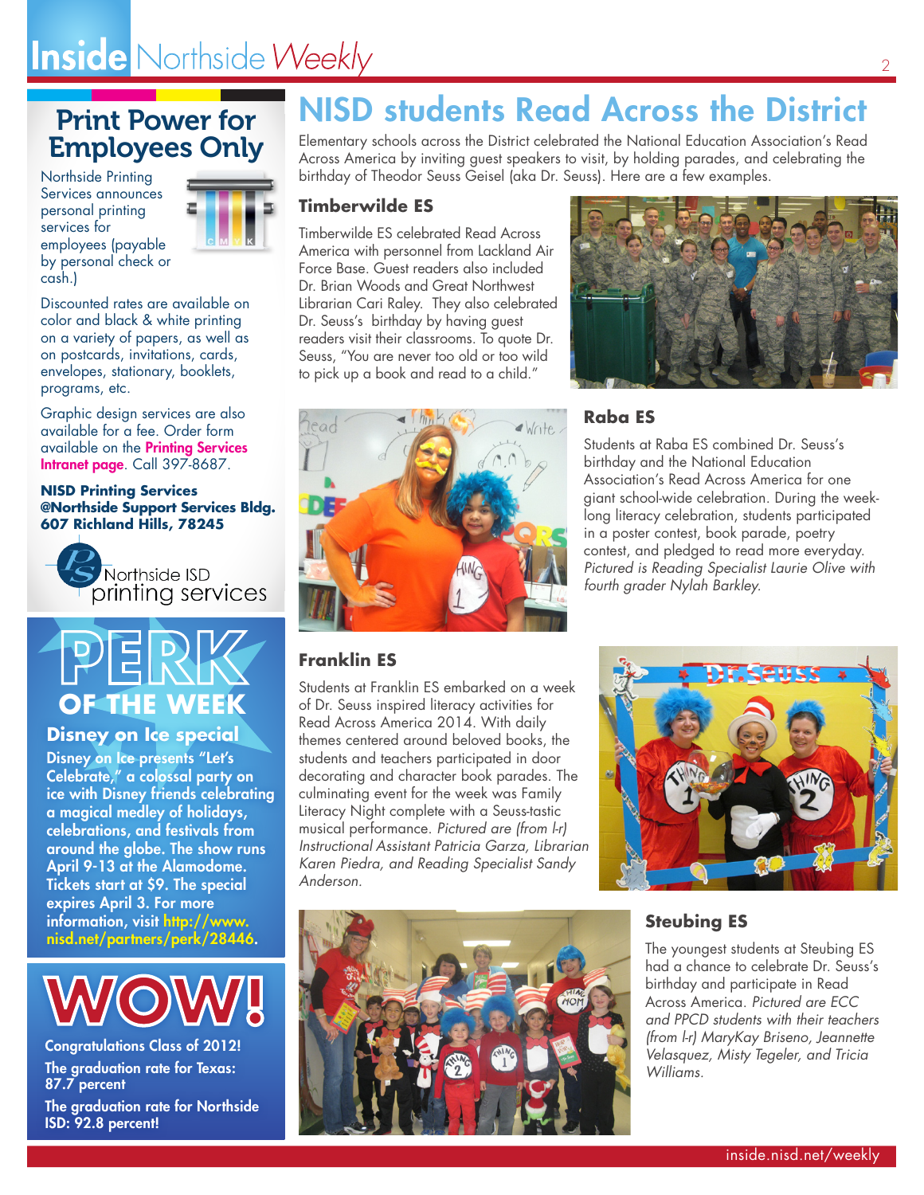## Print Power for Employees Only

Northside Printing Services announces personal printing services for employees (payable by personal check or cash.)

Discounted rates are available on color and black & white printing on a variety of papers, as well as on postcards, invitations, cards, envelopes, stationary, booklets, programs, etc.

Graphic design services are also available for a fee. Order form available on the **Printing Services Intranet page**. Call 397-8687.

**NISD Printing Services @Northside Support Services Bldg. 607 Richland Hills, 78245**

Northside ISD printing services

## PERK OF THE WEEK

### Disney on Ice special

**Disney on Ice presents "Let's Celebrate," a colossal party on ice with Disney friends celebrating a magical medley of holidays, celebrations, and festivals from around the globe. The show runs April 9-13 at the Alamodome. Tickets start at $9. The special expires April 3. For more information, visit http://www.nisd.net/partners/perk/28446.**

## WOW!

**Congratulations Class of 2012!**

**The graduation rate for Texas: 87.7 percent**

**The graduation rate for Northside ISD: 92.8 percent!**

# NISD students Read Across the District

Elementary schools across the District celebrated the National Education Association's Read Across America by inviting guest speakers to visit, by holding parades, and celebrating the birthday of Theodor Seuss Geisel (aka Dr. Seuss). Here are a few examples.

### Timberwilde ES

Timberwilde ES celebrated Read Across America with personnel from Lackland Air Force Base. Guest readers also included Dr. Brian Woods and Great Northwest Librarian Cari Raley. They also celebrated Dr. Seuss's birthday by having guest readers visit their classrooms. To quote Dr. Seuss, "You are never too old or too wild to pick up a book and read to a child."

### Raba ES

Students at Raba ES combined Dr. Seuss's birthday and the National Education Association's Read Across America for one giant school-wide celebration. During the week-long celebration, students participated in a poster contest, book parade, poetry contest, and pledged to read more everyday. *Pictured is Reading Specialist Laurie Olive with fourth grader Nylah Barkley.*

### Franklin ES

Students at Franklin ES embarked on a week of Dr. Seuss inspired literacy activities for Read Across America 2014. With daily themes centered around beloved books, the students and teachers participated in door decorating and character book parades. The culminating event for the week was Family Literacy Night complete with a Seuss-tastic musical performance. *Pictured are (from l-r) Instructional Assistant Patricia Garza, Librarian Karen Piedra, and Reading Specialist Sandy Anderson.*

### Steubing ES

The youngest students at Steubing ES had a chance to celebrate Dr. Seuss's birthday and participate in Read Across America. *Pictured are ECC and PPCD students with their teachers (from l-r) MaryKay Briseno, Jeannette Velasquez, Misty Tegeler, and Tricia Williams.*